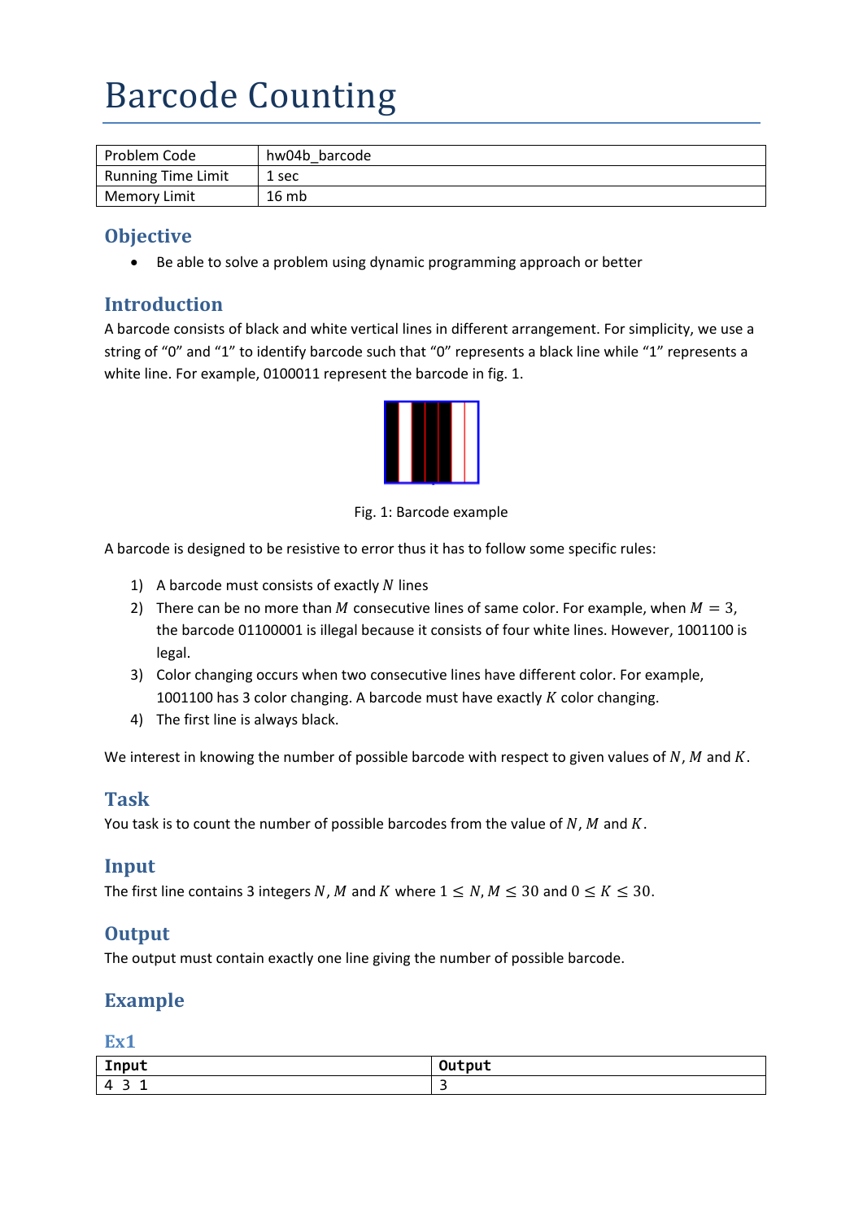# Barcode Counting

| Problem Code | hw04b_barcode |
|---|---|
| Running Time Limit | 1 sec |
| Memory Limit | 16 mb |

## Objective

- Be able to solve a problem using dynamic programming approach or better

## Introduction

A barcode consists of black and white vertical lines in different arrangement. For simplicity, we use a string of "0" and "1" to identify barcode such that "0" represents a black line while "1" represents a white line. For example, 0100011 represent the barcode in fig. 1.

Fig. 1: Barcode example

A barcode is designed to be resistive to error thus it has to follow some specific rules:

1) A barcode must consists of exactly $N$ lines
2) There can be no more than $M$ consecutive lines of same color. For example, when $M = 3$, the barcode 01100001 is illegal because it consists of four white lines. However, 1001100 is legal.
3) Color changing occurs when two consecutive lines have different color. For example, 1001100 has 3 color changing. A barcode must have exactly $K$ color changing.
4) The first line is always black.

We interest in knowing the number of possible barcode with respect to given values of $N$, $M$ and $K$.

## Task

You task is to count the number of possible barcodes from the value of $N$, $M$ and $K$.

## Input

The first line contains 3 integers $N$, $M$ and $K$ where $1 \leq N, M \leq 30$ and $0 \leq K \leq 30$.

## Output

The output must contain exactly one line giving the number of possible barcode.

## Example

### Ex1

| Input | Output |
|---|---|
| 4 3 1 | 3 |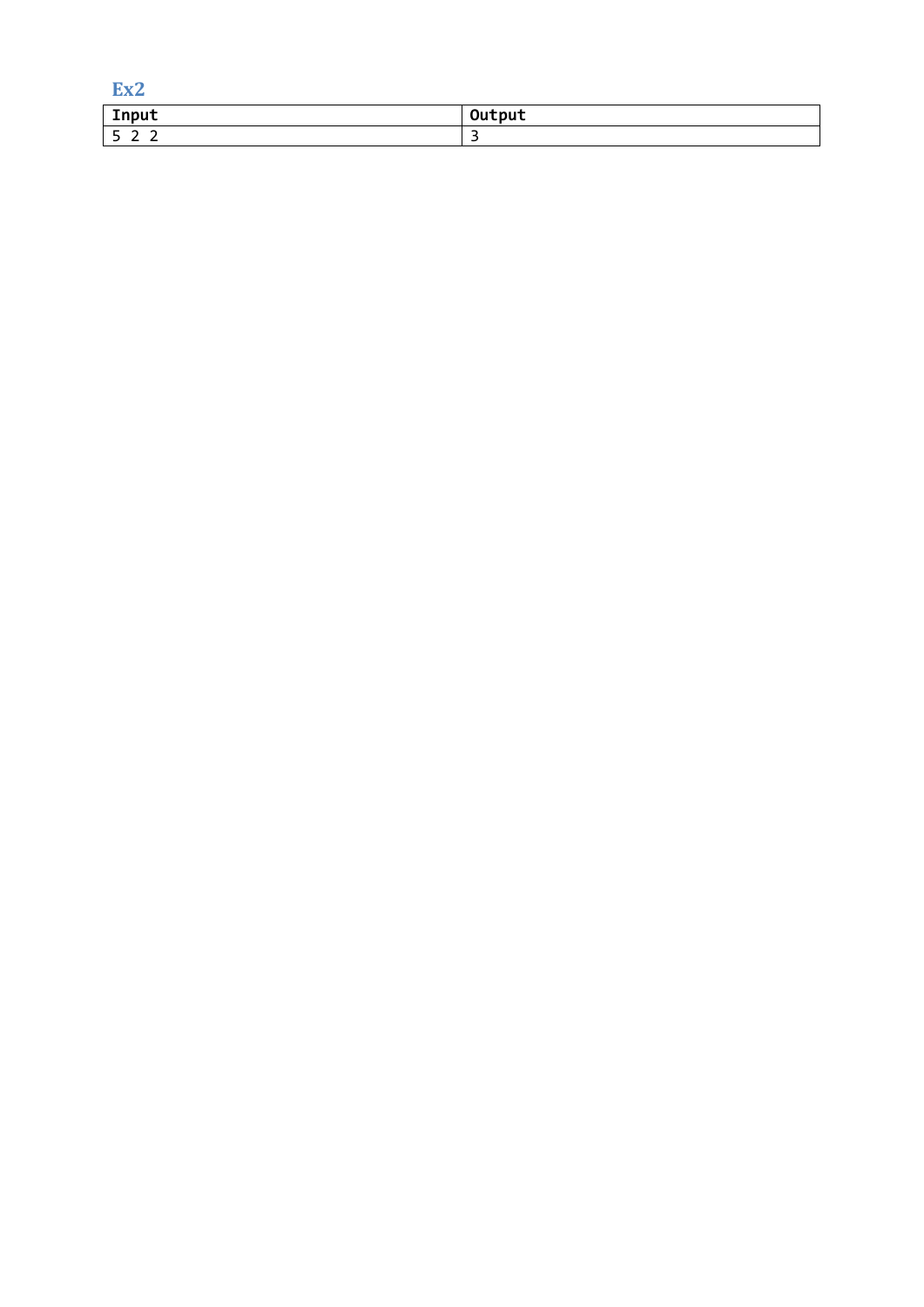### Ex2

| Input | Output |
| --- | --- |
| 5 2 2 | 3 |